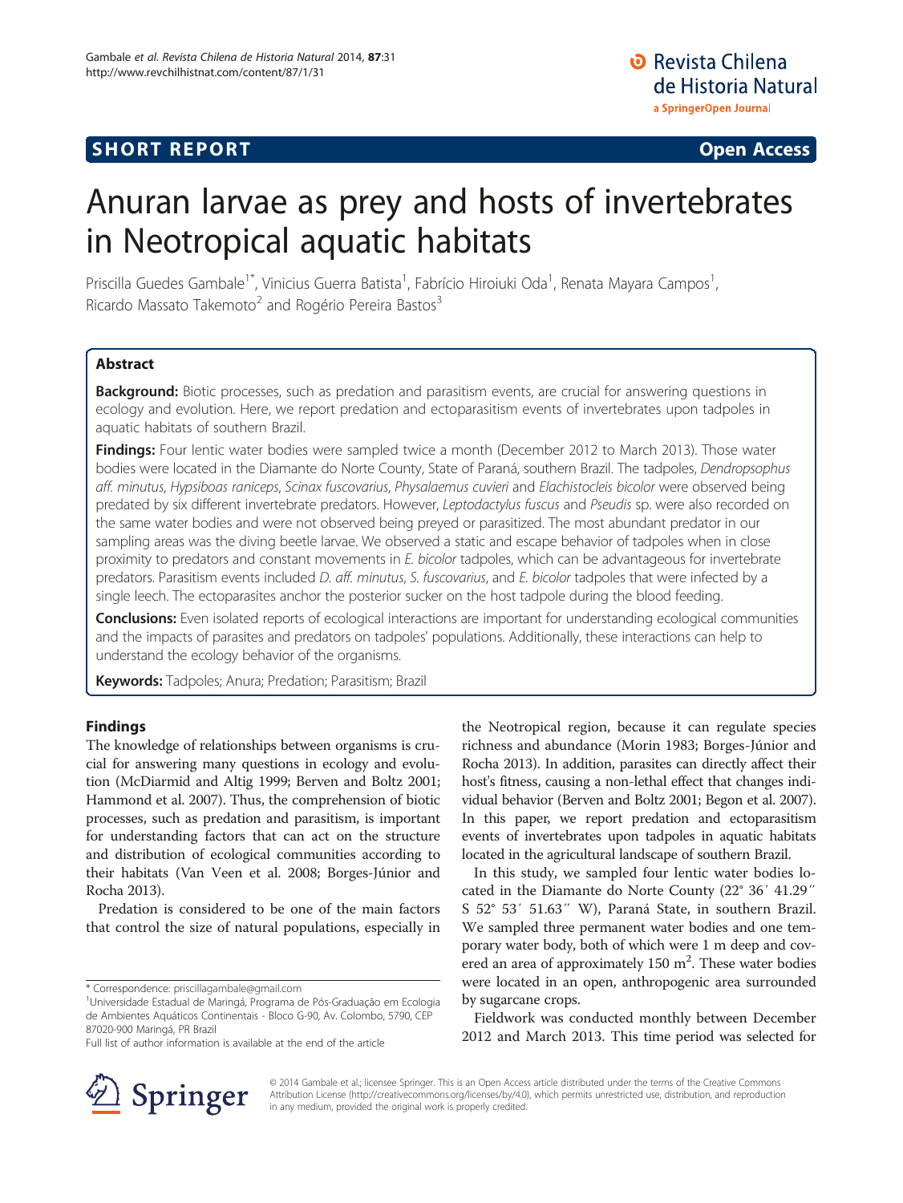SHORT REPORT

Open Access

# Anuran larvae as prey and hosts of invertebrates in Neotropical aquatic habitats

Priscilla Guedes Gambale[1*], Vinicius Guerra Batista[1], Fabrício Hiroiuki Oda[1], Renata Mayara Campos[1], Ricardo Massato Takemoto[2] and Rogério Pereira Bastos[3]

## Abstract

**Background:** Biotic processes, such as predation and parasitism events, are crucial for answering questions in ecology and evolution. Here, we report predation and ectoparasitism events of invertebrates upon tadpoles in aquatic habitats of southern Brazil.

**Findings:** Four lentic water bodies were sampled twice a month (December 2012 to March 2013). Those water bodies were located in the Diamante do Norte County, State of Paraná, southern Brazil. The tadpoles, *Dendropsophus aff. minutus*, *Hypsiboas raniceps*, *Scinax fuscovarius*, *Physalaemus cuvieri* and *Elachistocleis bicolor* were observed being predated by six different invertebrate predators. However, *Leptodactylus fuscus* and *Pseudis* sp. were also recorded on the same water bodies and were not observed being preyed or parasitized. The most abundant predator in our sampling areas was the diving beetle larvae. We observed a static and escape behavior of tadpoles when in close proximity to predators and constant movements in *E. bicolor* tadpoles, which can be advantageous for invertebrate predators. Parasitism events included *D. aff. minutus*, *S. fuscovarius*, and *E. bicolor* tadpoles that were infected by a single leech. The ectoparasites anchor the posterior sucker on the host tadpole during the blood feeding.

**Conclusions:** Even isolated reports of ecological interactions are important for understanding ecological communities and the impacts of parasites and predators on tadpoles' populations. Additionally, these interactions can help to understand the ecology behavior of the organisms.

**Keywords:** Tadpoles; Anura; Predation; Parasitism; Brazil

## Findings

The knowledge of relationships between organisms is crucial for answering many questions in ecology and evolution (McDiarmid and Altig 1999; Berven and Boltz 2001; Hammond et al. 2007). Thus, the comprehension of biotic processes, such as predation and parasitism, is important for understanding factors that can act on the structure and distribution of ecological communities according to their habitats (Van Veen et al. 2008; Borges-Júnior and Rocha 2013).

Predation is considered to be one of the main factors that control the size of natural populations, especially in the Neotropical region, because it can regulate species richness and abundance (Morin 1983; Borges-Júnior and Rocha 2013). In addition, parasites can directly affect their host's fitness, causing a non-lethal effect that changes individual behavior (Berven and Boltz 2001; Begon et al. 2007). In this paper, we report predation and ectoparasitism events of invertebrates upon tadpoles in aquatic habitats located in the agricultural landscape of southern Brazil.

In this study, we sampled four lentic water bodies located in the Diamante do Norte County (22° 36′ 41.29″ S 52° 53′ 51.63″ W), Paraná State, in southern Brazil. We sampled three permanent water bodies and one temporary water body, both of which were 1 m deep and covered an area of approximately 150 m$^2$. These water bodies were located in an open, anthropogenic area surrounded by sugarcane crops.

Fieldwork was conducted monthly between December 2012 and March 2013. This time period was selected for

\* Correspondence: priscillagambale@gmail.com
[1]Universidade Estadual de Maringá, Programa de Pós-Graduação em Ecologia de Ambientes Aquáticos Continentais - Bloco G-90, Av. Colombo, 5790, CEP 87020-900 Maringá, PR Brazil
Full list of author information is available at the end of the article

© 2014 Gambale et al.; licensee Springer. This is an Open Access article distributed under the terms of the Creative Commons Attribution License (http://creativecommons.org/licenses/by/4.0), which permits unrestricted use, distribution, and reproduction in any medium, provided the original work is properly credited.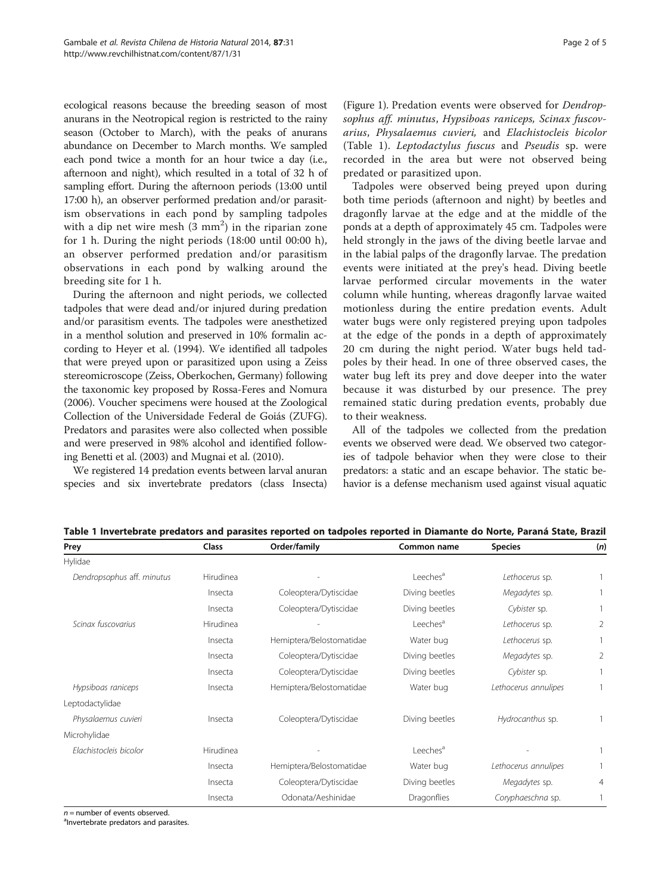ecological reasons because the breeding season of most anurans in the Neotropical region is restricted to the rainy season (October to March), with the peaks of anurans abundance on December to March months. We sampled each pond twice a month for an hour twice a day (i.e., afternoon and night), which resulted in a total of 32 h of sampling effort. During the afternoon periods (13:00 until 17:00 h), an observer performed predation and/or parasitism observations in each pond by sampling tadpoles with a dip net wire mesh (3 mm$^2$) in the riparian zone for 1 h. During the night periods (18:00 until 00:00 h), an observer performed predation and/or parasitism observations in each pond by walking around the breeding site for 1 h.

During the afternoon and night periods, we collected tadpoles that were dead and/or injured during predation and/or parasitism events. The tadpoles were anesthetized in a menthol solution and preserved in 10% formalin according to Heyer et al. (1994). We identified all tadpoles that were preyed upon or parasitized upon using a Zeiss stereomicroscope (Zeiss, Oberkochen, Germany) following the taxonomic key proposed by Rossa-Feres and Nomura (2006). Voucher specimens were housed at the Zoological Collection of the Universidade Federal de Goiás (ZUFG). Predators and parasites were also collected when possible and were preserved in 98% alcohol and identified following Benetti et al. (2003) and Mugnai et al. (2010).

We registered 14 predation events between larval anuran species and six invertebrate predators (class Insecta) (Figure 1). Predation events were observed for *Dendropsophus aff. minutus*, *Hypsiboas raniceps, Scinax fuscovarius*, *Physalaemus cuvieri,* and *Elachistocleis bicolor* (Table 1). *Leptodactylus fuscus* and *Pseudis* sp. were recorded in the area but were not observed being predated or parasitized upon.

Tadpoles were observed being preyed upon during both time periods (afternoon and night) by beetles and dragonfly larvae at the edge and at the middle of the ponds at a depth of approximately 45 cm. Tadpoles were held strongly in the jaws of the diving beetle larvae and in the labial palps of the dragonfly larvae. The predation events were initiated at the prey's head. Diving beetle larvae performed circular movements in the water column while hunting, whereas dragonfly larvae waited motionless during the entire predation events. Adult water bugs were only registered preying upon tadpoles at the edge of the ponds in a depth of approximately 20 cm during the night period. Water bugs held tadpoles by their head. In one of three observed cases, the water bug left its prey and dove deeper into the water because it was disturbed by our presence. The prey remained static during predation events, probably due to their weakness.

All of the tadpoles we collected from the predation events we observed were dead. We observed two categories of tadpole behavior when they were close to their predators: a static and an escape behavior. The static behavior is a defense mechanism used against visual aquatic

**Table 1 Invertebrate predators and parasites reported on tadpoles reported in Diamante do Norte, Paraná State, Brazil**

| Prey | Class | Order/family | Common name | Species | (n) |
|---|---|---|---|---|---|
| Hylidae | | | | | |
| *Dendropsophus* aff. *minutus* | Hirudinea | - | Leeches[a] | *Lethocerus* sp. | 1 |
| | Insecta | Coleoptera/Dytiscidae | Diving beetles | *Megadytes* sp. | 1 |
| | Insecta | Coleoptera/Dytiscidae | Diving beetles | *Cybister* sp. | 1 |
| *Scinax fuscovarius* | Hirudinea | - | Leeches[a] | *Lethocerus* sp. | 2 |
| | Insecta | Hemiptera/Belostomatidae | Water bug | *Lethocerus* sp. | 1 |
| | Insecta | Coleoptera/Dytiscidae | Diving beetles | *Megadytes* sp. | 2 |
| | Insecta | Coleoptera/Dytiscidae | Diving beetles | *Cybister* sp. | 1 |
| *Hypsiboas raniceps* | Insecta | Hemiptera/Belostomatidae | Water bug | *Lethocerus annulipes* | 1 |
| Leptodactylidae | | | | | |
| *Physalaemus cuvieri* | Insecta | Coleoptera/Dytiscidae | Diving beetles | *Hydrocanthus* sp. | 1 |
| Microhylidae | | | | | |
| *Elachistocleis bicolor* | Hirudinea | - | Leeches[a] | - | 1 |
| | Insecta | Hemiptera/Belostomatidae | Water bug | *Lethocerus annulipes* | 1 |
| | Insecta | Coleoptera/Dytiscidae | Diving beetles | *Megadytes* sp. | 4 |
| | Insecta | Odonata/Aeshinidae | Dragonflies | *Coryphaeschna* sp. | 1 |

*n* = number of events observed.
[a]Invertebrate predators and parasites.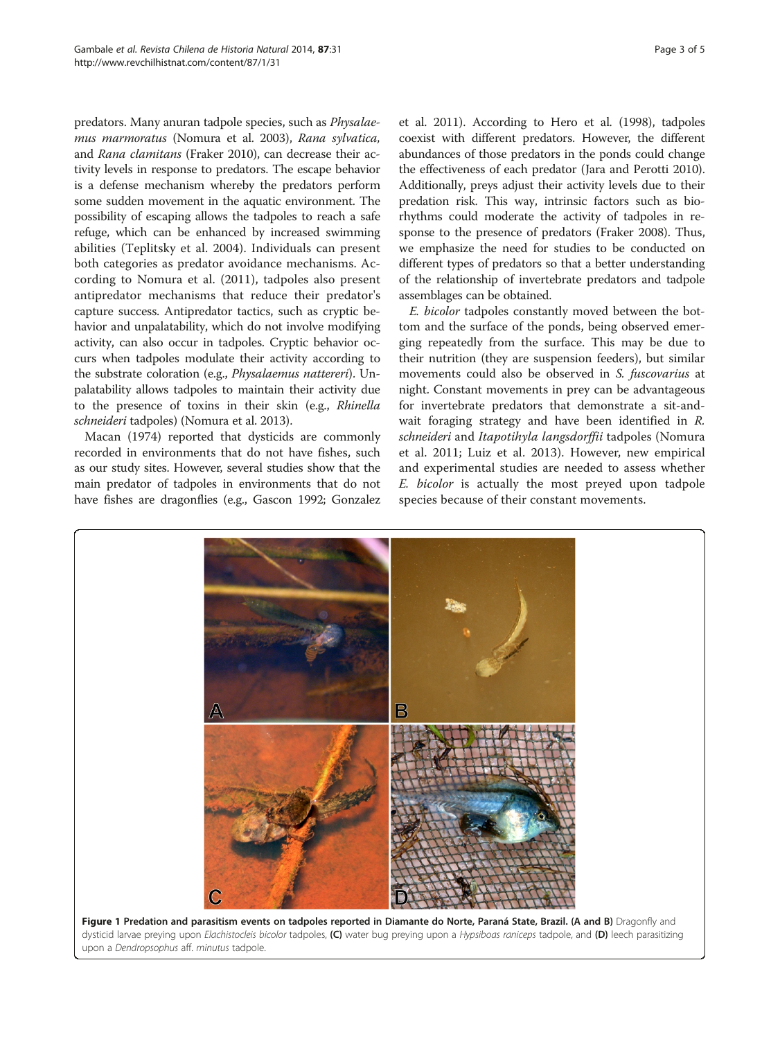predators. Many anuran tadpole species, such as *Physalaemus marmoratus* (Nomura et al. 2003), *Rana sylvatica,* and *Rana clamitans* (Fraker 2010), can decrease their activity levels in response to predators. The escape behavior is a defense mechanism whereby the predators perform some sudden movement in the aquatic environment. The possibility of escaping allows the tadpoles to reach a safe refuge, which can be enhanced by increased swimming abilities (Teplitsky et al. 2004). Individuals can present both categories as predator avoidance mechanisms. According to Nomura et al. (2011), tadpoles also present antipredator mechanisms that reduce their predator's capture success. Antipredator tactics, such as cryptic behavior and unpalatability, which do not involve modifying activity, can also occur in tadpoles. Cryptic behavior occurs when tadpoles modulate their activity according to the substrate coloration (e.g., *Physalaemus nattereri*). Unpalatability allows tadpoles to maintain their activity due to the presence of toxins in their skin (e.g., *Rhinella schneideri* tadpoles) (Nomura et al. 2013).

Macan (1974) reported that dysticids are commonly recorded in environments that do not have fishes, such as our study sites. However, several studies show that the main predator of tadpoles in environments that do not have fishes are dragonflies (e.g., Gascon 1992; Gonzalez et al. 2011). According to Hero et al. (1998), tadpoles coexist with different predators. However, the different abundances of those predators in the ponds could change the effectiveness of each predator (Jara and Perotti 2010). Additionally, preys adjust their activity levels due to their predation risk. This way, intrinsic factors such as biorhythms could moderate the activity of tadpoles in response to the presence of predators (Fraker 2008). Thus, we emphasize the need for studies to be conducted on different types of predators so that a better understanding of the relationship of invertebrate predators and tadpole assemblages can be obtained.

*E. bicolor* tadpoles constantly moved between the bottom and the surface of the ponds, being observed emerging repeatedly from the surface. This may be due to their nutrition (they are suspension feeders), but similar movements could also be observed in *S. fuscovarius* at night. Constant movements in prey can be advantageous for invertebrate predators that demonstrate a sit-and-wait foraging strategy and have been identified in *R. schneideri* and *Itapotihyla langsdorffii* tadpoles (Nomura et al. 2011; Luiz et al. 2013). However, new empirical and experimental studies are needed to assess whether *E. bicolor* is actually the most preyed upon tadpole species because of their constant movements.

**Figure 1 Predation and parasitism events on tadpoles reported in Diamante do Norte, Paraná State, Brazil. (A and B)** Dragonfly and dysticid larvae preying upon *Elachistocleis bicolor* tadpoles, **(C)** water bug preying upon a *Hypsiboas raniceps* tadpole, and **(D)** leech parasitizing upon a *Dendropsophus* aff. *minutus* tadpole.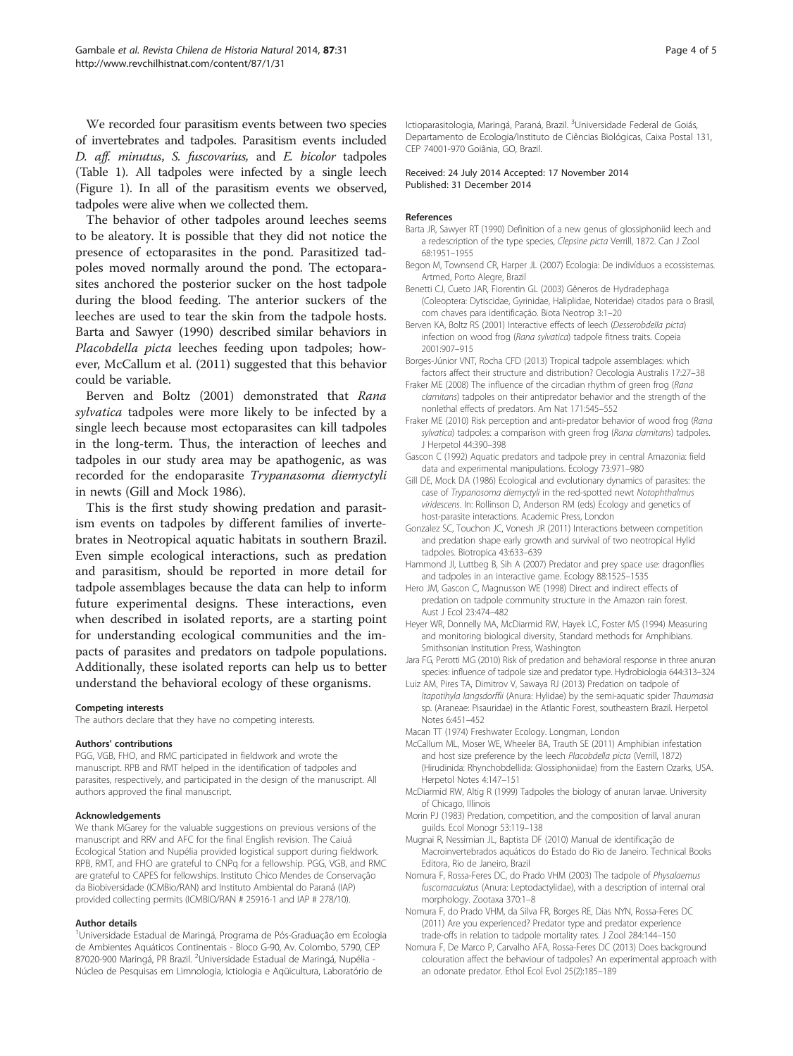We recorded four parasitism events between two species of invertebrates and tadpoles. Parasitism events included *D. aff. minutus*, *S. fuscovarius,* and *E. bicolor* tadpoles (Table 1). All tadpoles were infected by a single leech (Figure 1). In all of the parasitism events we observed, tadpoles were alive when we collected them.

The behavior of other tadpoles around leeches seems to be aleatory. It is possible that they did not notice the presence of ectoparasites in the pond. Parasitized tadpoles moved normally around the pond. The ectoparasites anchored the posterior sucker on the host tadpole during the blood feeding. The anterior suckers of the leeches are used to tear the skin from the tadpole hosts. Barta and Sawyer (1990) described similar behaviors in *Placobdella picta* leeches feeding upon tadpoles; however, McCallum et al. (2011) suggested that this behavior could be variable.

Berven and Boltz (2001) demonstrated that *Rana sylvatica* tadpoles were more likely to be infected by a single leech because most ectoparasites can kill tadpoles in the long-term. Thus, the interaction of leeches and tadpoles in our study area may be apathogenic, as was recorded for the endoparasite *Trypanasoma diemyctyli* in newts (Gill and Mock 1986).

This is the first study showing predation and parasitism events on tadpoles by different families of invertebrates in Neotropical aquatic habitats in southern Brazil. Even simple ecological interactions, such as predation and parasitism, should be reported in more detail for tadpole assemblages because the data can help to inform future experimental designs. These interactions, even when described in isolated reports, are a starting point for understanding ecological communities and the impacts of parasites and predators on tadpole populations. Additionally, these isolated reports can help us to better understand the behavioral ecology of these organisms.

#### Competing interests
The authors declare that they have no competing interests.

#### Authors' contributions
PGG, VGB, FHO, and RMC participated in fieldwork and wrote the manuscript. RPB and RMT helped in the identification of tadpoles and parasites, respectively, and participated in the design of the manuscript. All authors approved the final manuscript.

#### Acknowledgements
We thank MGarey for the valuable suggestions on previous versions of the manuscript and RRV and AFC for the final English revision. The Caiuá Ecological Station and Nupélia provided logistical support during fieldwork. RPB, RMT, and FHO are grateful to CNPq for a fellowship. PGG, VGB, and RMC are grateful to CAPES for fellowships. Instituto Chico Mendes de Conservação da Biobiversidade (ICMBio/RAN) and Instituto Ambiental do Paraná (IAP) provided collecting permits (ICMBIO/RAN # 25916-1 and IAP # 278/10).

#### Author details
[1]Universidade Estadual de Maringá, Programa de Pós-Graduação em Ecologia de Ambientes Aquáticos Continentais - Bloco G-90, Av. Colombo, 5790, CEP 87020-900 Maringá, PR Brazil. [2]Universidade Estadual de Maringá, Nupélia - Núcleo de Pesquisas em Limnologia, Ictiologia e Aqüicultura, Laboratório de Ictioparasitologia, Maringá, Paraná, Brazil. [3]Universidade Federal de Goiás, Departamento de Ecologia/Instituto de Ciências Biológicas, Caixa Postal 131, CEP 74001-970 Goiânia, GO, Brazil.

Received: 24 July 2014 Accepted: 17 November 2014
Published: 31 December 2014

#### References
Barta JR, Sawyer RT (1990) Definition of a new genus of glossiphoniid leech and a redescription of the type species, *Clepsine picta* Verrill, 1872. Can J Zool 68:1951–1955

Begon M, Townsend CR, Harper JL (2007) Ecologia: De indivíduos a ecossistemas. Artmed, Porto Alegre, Brazil

Benetti CJ, Cueto JAR, Fiorentin GL (2003) Gêneros de Hydradephaga (Coleoptera: Dytiscidae, Gyrinidae, Haliplidae, Noteridae) citados para o Brasil, com chaves para identificação. Biota Neotrop 3:1–20

Berven KA, Boltz RS (2001) Interactive effects of leech (*Desserobdella picta*) infection on wood frog (*Rana sylvatica*) tadpole fitness traits. Copeia 2001:907–915

Borges-Júnior VNT, Rocha CFD (2013) Tropical tadpole assemblages: which factors affect their structure and distribution? Oecologia Australis 17:27–38

Fraker ME (2008) The influence of the circadian rhythm of green frog (*Rana clamitans*) tadpoles on their antipredator behavior and the strength of the nonlethal effects of predators. Am Nat 171:545–552

Fraker ME (2010) Risk perception and anti-predator behavior of wood frog (*Rana sylvatica*) tadpoles: a comparison with green frog (*Rana clamitans*) tadpoles. J Herpetol 44:390–398

Gascon C (1992) Aquatic predators and tadpole prey in central Amazonia: field data and experimental manipulations. Ecology 73:971–980

Gill DE, Mock DA (1986) Ecological and evolutionary dynamics of parasites: the case of *Trypanosoma diemyctyli* in the red-spotted newt *Notophthalmus viridescens*. In: Rollinson D, Anderson RM (eds) Ecology and genetics of host-parasite interactions. Academic Press, London

Gonzalez SC, Touchon JC, Vonesh JR (2011) Interactions between competition and predation shape early growth and survival of two neotropical Hylid tadpoles. Biotropica 43:633–639

Hammond JI, Luttbeg B, Sih A (2007) Predator and prey space use: dragonflies and tadpoles in an interactive game. Ecology 88:1525–1535

Hero JM, Gascon C, Magnusson WE (1998) Direct and indirect effects of predation on tadpole community structure in the Amazon rain forest. Aust J Ecol 23:474–482

Heyer WR, Donnelly MA, McDiarmid RW, Hayek LC, Foster MS (1994) Measuring and monitoring biological diversity, Standard methods for Amphibians. Smithsonian Institution Press, Washington

Jara FG, Perotti MG (2010) Risk of predation and behavioral response in three anuran species: influence of tadpole size and predator type. Hydrobiologia 644:313–324

Luiz AM, Pires TA, Dimitrov V, Sawaya RJ (2013) Predation on tadpole of *Itapotihyla langsdorffii* (Anura: Hylidae) by the semi-aquatic spider *Thaumasia* sp. (Araneae: Pisauridae) in the Atlantic Forest, southeastern Brazil. Herpetol Notes 6:451–452

Macan TT (1974) Freshwater Ecology. Longman, London

McCallum ML, Moser WE, Wheeler BA, Trauth SE (2011) Amphibian infestation and host size preference by the leech *Placobdella picta* (Verrill, 1872) (Hirudinida: Rhynchobdellida: Glossiphoniidae) from the Eastern Ozarks, USA. Herpetol Notes 4:147–151

McDiarmid RW, Altig R (1999) Tadpoles the biology of anuran larvae. University of Chicago, Illinois

Morin PJ (1983) Predation, competition, and the composition of larval anuran guilds. Ecol Monogr 53:119–138

Mugnai R, Nessimian JL, Baptista DF (2010) Manual de identificação de Macroinvertebrados aquáticos do Estado do Rio de Janeiro. Technical Books Editora, Rio de Janeiro, Brazil

Nomura F, Rossa-Feres DC, do Prado VHM (2003) The tadpole of *Physalaemus fuscomaculatus* (Anura: Leptodactylidae), with a description of internal oral morphology. Zootaxa 370:1–8

Nomura F, do Prado VHM, da Silva FR, Borges RE, Dias NYN, Rossa-Feres DC (2011) Are you experienced? Predator type and predator experience trade-offs in relation to tadpole mortality rates. J Zool 284:144–150

Nomura F, De Marco P, Carvalho AFA, Rossa-Feres DC (2013) Does background colouration affect the behaviour of tadpoles? An experimental approach with an odonate predator. Ethol Ecol Evol 25(2):185–189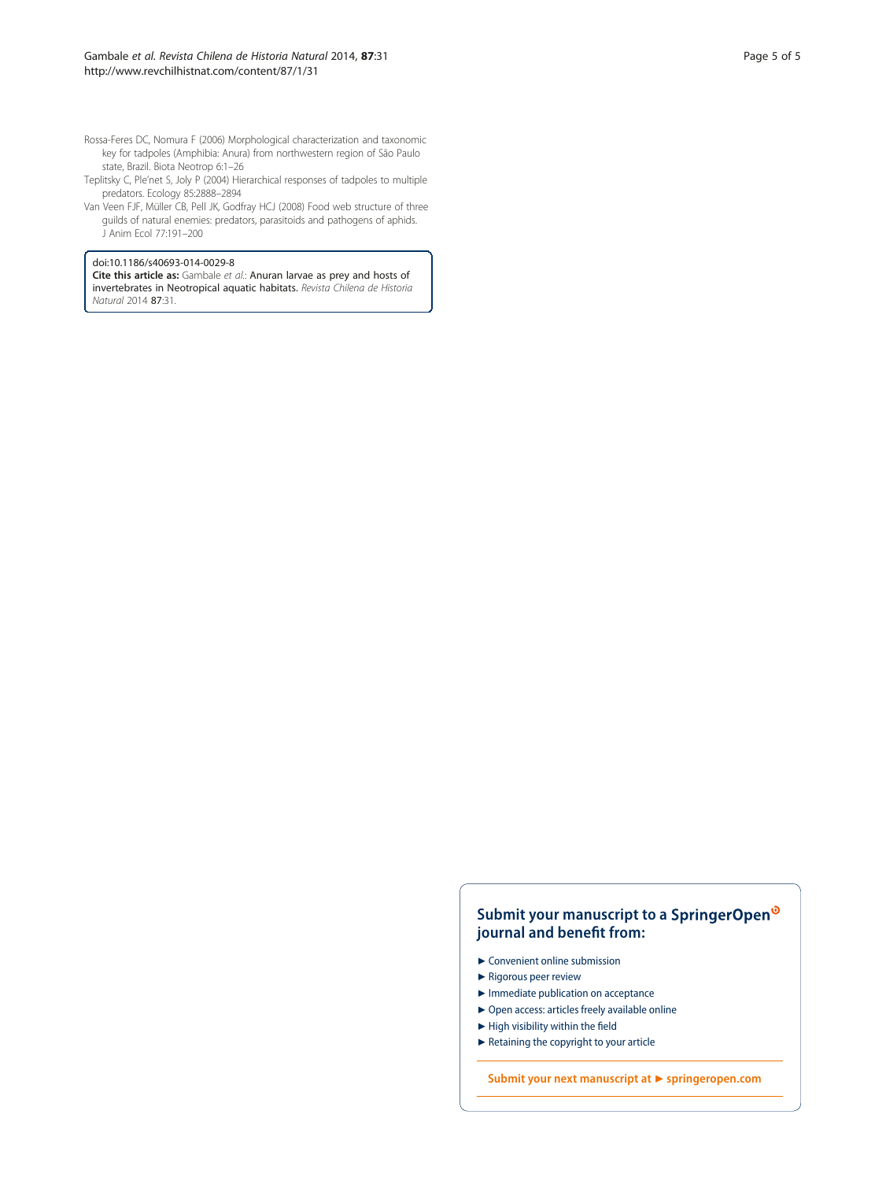Rossa-Feres DC, Nomura F (2006) Morphological characterization and taxonomic key for tadpoles (Amphibia: Anura) from northwestern region of São Paulo state, Brazil. Biota Neotrop 6:1–26

Teplitsky C, Ple'net S, Joly P (2004) Hierarchical responses of tadpoles to multiple predators. Ecology 85:2888–2894

Van Veen FJF, Müller CB, Pell JK, Godfray HCJ (2008) Food web structure of three guilds of natural enemies: predators, parasitoids and pathogens of aphids. J Anim Ecol 77:191–200

doi:10.1186/s40693-014-0029-8

**Cite this article as:** Gambale *et al.*: Anuran larvae as prey and hosts of invertebrates in Neotropical aquatic habitats. *Revista Chilena de Historia Natural* 2014 **87**:31.

**Submit your manuscript to a SpringerOpen journal and benefit from:**

- ► Convenient online submission
- ► Rigorous peer review
- ► Immediate publication on acceptance
- ► Open access: articles freely available online
- ► High visibility within the field
- ► Retaining the copyright to your article

**Submit your next manuscript at ► springeropen.com**